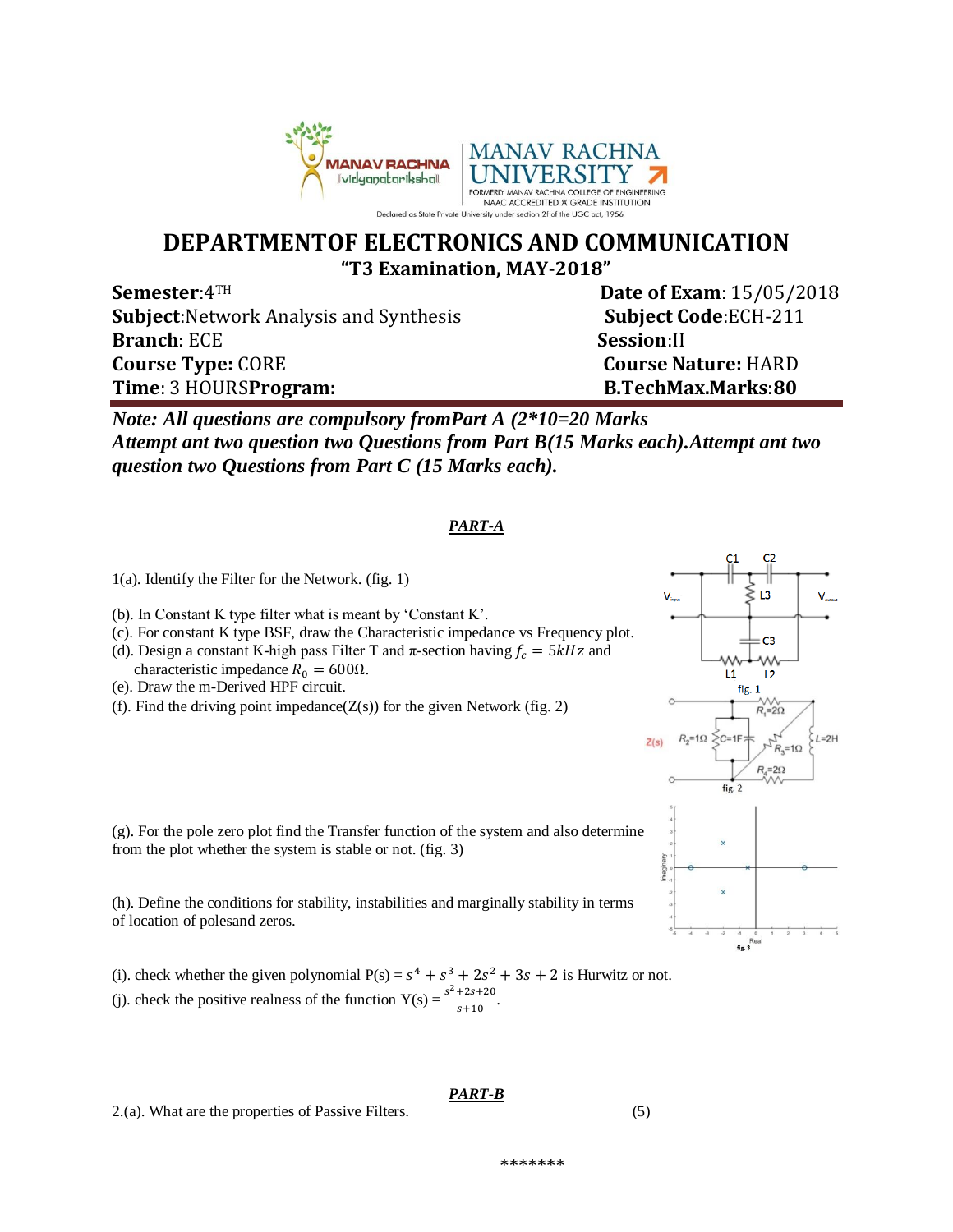# DEPARTMENTOF ELECTRONICS AND COMMUNICATION

## "T3 Examination, MAY-2018"

**Semester**:4TH　　**Date of Exam**: 15/05/2018

**Subject**:Network Analysis and Synthesis　　**Subject Code**:ECH-211

**Branch**: ECE　　**Session**:II

**Course Type:** CORE　　**Course Nature:** HARD

**Time**: 3 HOURS**Program:**　　**B.TechMax.Marks**:**80**

***Note: All questions are compulsory fromPart A (2*10=20 Marks Attempt ant two question two Questions from Part B(15 Marks each).Attempt ant two question two Questions from Part C (15 Marks each).***

### *PART-A*

1(a). Identify the Filter for the Network. (fig. 1)

(b). In Constant K type filter what is meant by 'Constant K'.

(c). For constant K type BSF, draw the Characteristic impedance vs Frequency plot.

(d). Design a constant K-high pass Filter T and π-section having $f_c = 5kHz$ and characteristic impedance $R_0 = 600\Omega$.

(e). Draw the m-Derived HPF circuit.

(f). Find the driving point impedance(Z(s)) for the given Network (fig. 2)

fig. 1

fig. 2

(g). For the pole zero plot find the Transfer function of the system and also determine from the plot whether the system is stable or not. (fig. 3)

(h). Define the conditions for stability, instabilities and marginally stability in terms of location of polesand zeros.

fig. 3

(i). check whether the given polynomial P(s) = $s^4 + s^3 + 2s^2 + 3s + 2$ is Hurwitz or not.

(j). check the positive realness of the function Y(s) = $\frac{s^2+2s+20}{s+10}$.

### *PART-B*

2.(a). What are the properties of Passive Filters. (5)

*******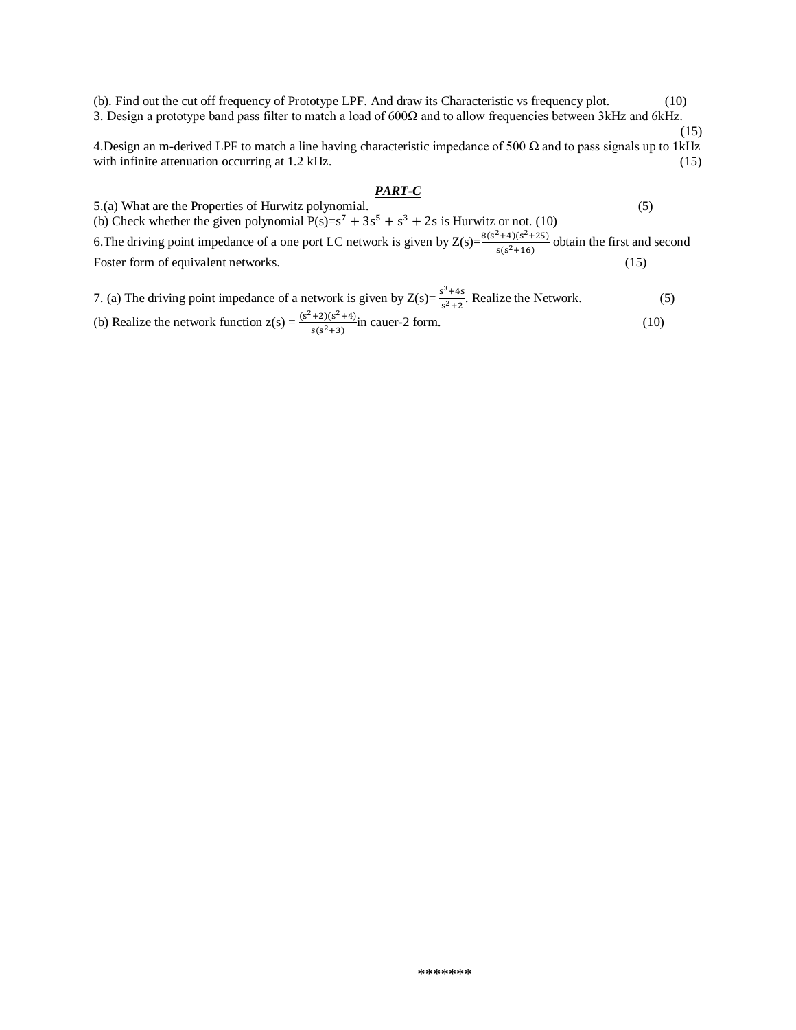(b). Find out the cut off frequency of Prototype LPF. And draw its Characteristic vs frequency plot. (10)

3. Design a prototype band pass filter to match a load of 600Ω and to allow frequencies between 3kHz and 6kHz. (15)

4.Design an m-derived LPF to match a line having characteristic impedance of 500 Ω and to pass signals up to 1kHz with infinite attenuation occurring at 1.2 kHz. (15)

## ***PART-C***

5.(a) What are the Properties of Hurwitz polynomial. (5)

(b) Check whether the given polynomial $P(s)=s^7 + 3s^5 + s^3 + 2s$ is Hurwitz or not. (10)

6.The driving point impedance of a one port LC network is given by $Z(s)=\frac{8(s^2+4)(s^2+25)}{s(s^2+16)}$ obtain the first and second Foster form of equivalent networks. (15)

7. (a) The driving point impedance of a network is given by $Z(s)=\frac{s^3+4s}{s^2+2}$. Realize the Network. (5)

(b) Realize the network function $z(s) = \frac{(s^2+2)(s^2+4)}{s(s^2+3)}$ in cauer-2 form. (10)

*******